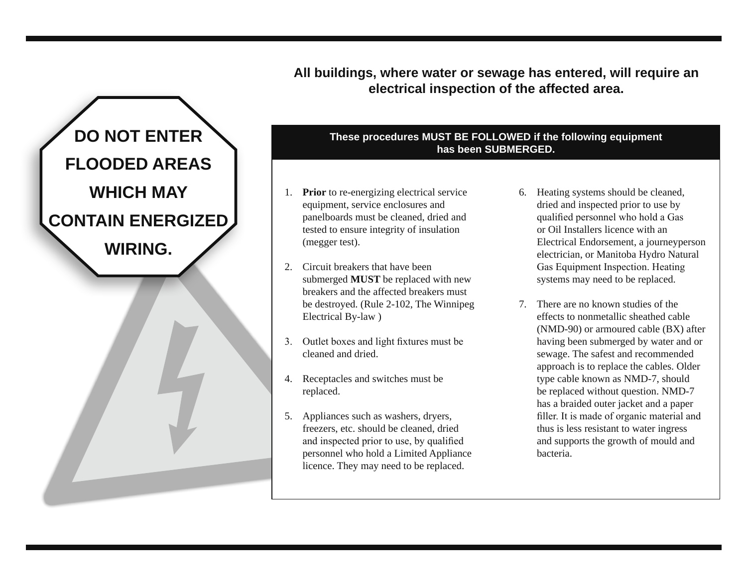**DO NOT ENTER FLOODED AREAS WHICH MAY CONTAIN ENERGIZED WIRING.**

**All buildings, where water or sewage has entered, will require an electrical inspection of the affected area.**

**These procedures MUST BE FOLLOWED if the following equipment has been SUBMERGED.**

1. **Prior** to re-energizing electrical service equipment, service enclosures and panelboards must be cleaned, dried and tested to ensure integrity of insulation (megger test).

2. Circuit breakers that have been submerged **MUST** be replaced with new breakers and the affected breakers must be destroyed. (Rule 2-102, The Winnipeg Electrical By-law )

3. Outlet boxes and light fixtures must be cleaned and dried.

4. Receptacles and switches must be replaced.

5. Appliances such as washers, dryers, freezers, etc. should be cleaned, dried and inspected prior to use, by qualified personnel who hold a Limited Appliance licence. They may need to be replaced.

6. Heating systems should be cleaned, dried and inspected prior to use by qualified personnel who hold a Gas or Oil Installers licence with an Electrical Endorsement, a journeyperson electrician, or Manitoba Hydro Natural Gas Equipment Inspection. Heating systems may need to be replaced.

7. There are no known studies of the effects to nonmetallic sheathed cable (NMD-90) or armoured cable (BX) after having been submerged by water and or sewage. The safest and recommended approach is to replace the cables. Older type cable known as NMD-7, should be replaced without question. NMD-7 has a braided outer jacket and a paper filler. It is made of organic material and thus is less resistant to water ingress and supports the growth of mould and bacteria.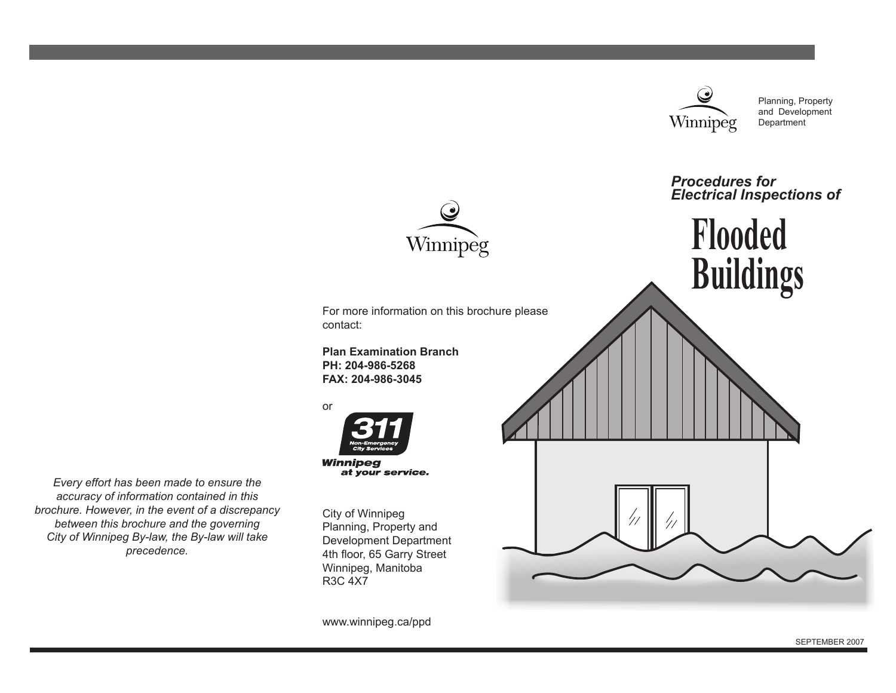*Every effort has been made to ensure the accuracy of information contained in this brochure. However, in the event of a discrepancy between this brochure and the governing City of Winnipeg By-law, the By-law will take precedence.*

Winnipeg

For more information on this brochure please contact:

**Plan Examination Branch**
**PH: 204-986-5268**
**FAX: 204-986-3045**

or

311 Non-Emergency City Services

Winnipeg at your service.

City of Winnipeg
Planning, Property and Development Department
4th floor, 65 Garry Street
Winnipeg, Manitoba
R3C 4X7

www.winnipeg.ca/ppd

Winnipeg

Planning, Property and Development Department

***Procedures for Electrical Inspections of***

# Flooded Buildings

SEPTEMBER 2007